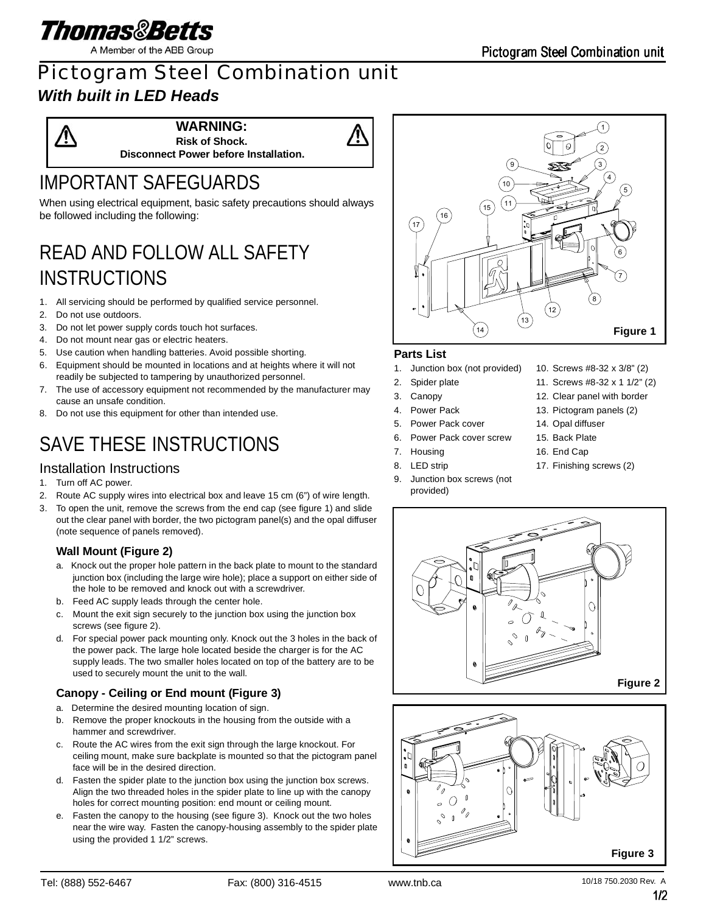# Pictogram Steel Combination unit

***With built in LED Heads***

**WARNING:**
**Risk of Shock.**
**Disconnect Power before Installation.**

# IMPORTANT SAFEGUARDS

When using electrical equipment, basic safety precautions should always be followed including the following:

# READ AND FOLLOW ALL SAFETY INSTRUCTIONS

1. All servicing should be performed by qualified service personnel.
2. Do not use outdoors.
3. Do not let power supply cords touch hot surfaces.
4. Do not mount near gas or electric heaters.
5. Use caution when handling batteries. Avoid possible shorting.
6. Equipment should be mounted in locations and at heights where it will not readily be subjected to tampering by unauthorized personnel.
7. The use of accessory equipment not recommended by the manufacturer may cause an unsafe condition.
8. Do not use this equipment for other than intended use.

# SAVE THESE INSTRUCTIONS

## Installation Instructions

1. Turn off AC power.
2. Route AC supply wires into electrical box and leave 15 cm (6") of wire length.
3. To open the unit, remove the screws from the end cap (see figure 1) and slide out the clear panel with border, the two pictogram panel(s) and the opal diffuser (note sequence of panels removed).

### Wall Mount (Figure 2)

a. Knock out the proper hole pattern in the back plate to mount to the standard junction box (including the large wire hole); place a support on either side of the hole to be removed and knock out with a screwdriver.
b. Feed AC supply leads through the center hole.
c. Mount the exit sign securely to the junction box using the junction box screws (see figure 2).
d. For special power pack mounting only. Knock out the 3 holes in the back of the power pack. The large hole located beside the charger is for the AC supply leads. The two smaller holes located on top of the battery are to be used to securely mount the unit to the wall.

### Canopy - Ceiling or End mount (Figure 3)

a. Determine the desired mounting location of sign.
b. Remove the proper knockouts in the housing from the outside with a hammer and screwdriver.
c. Route the AC wires from the exit sign through the large knockout. For ceiling mount, make sure backplate is mounted so that the pictogram panel face will be in the desired direction.
d. Fasten the spider plate to the junction box using the junction box screws. Align the two threaded holes in the spider plate to line up with the canopy holes for correct mounting position: end mount or ceiling mount.
e. Fasten the canopy to the housing (see figure 3). Knock out the two holes near the wire way. Fasten the canopy-housing assembly to the spider plate using the provided 1 1/2" screws.

Figure 1

### Parts List

1. Junction box (not provided)
2. Spider plate
3. Canopy
4. Power Pack
5. Power Pack cover
6. Power Pack cover screw
7. Housing
8. LED strip
9. Junction box screws (not provided)
10. Screws #8-32 x 3/8" (2)
11. Screws #8-32 x 1 1/2" (2)
12. Clear panel with border
13. Pictogram panels (2)
14. Opal diffuser
15. Back Plate
16. End Cap
17. Finishing screws (2)

Figure 2

Figure 3

Tel: (888) 552-6467 Fax: (800) 316-4515 www.tnb.ca

10/18 750.2030 Rev. A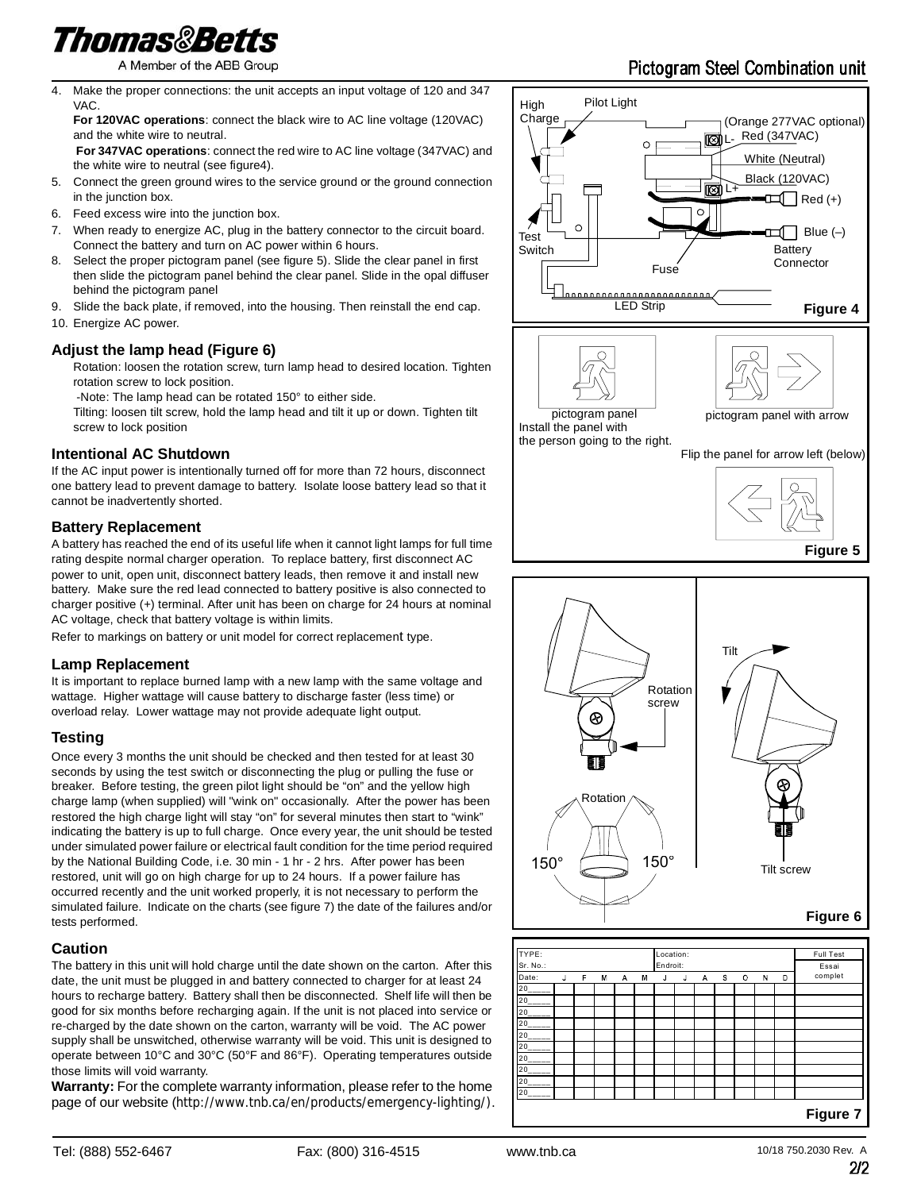4. Make the proper connections: the unit accepts an input voltage of 120 and 347 VAC.
   **For 120VAC operations**: connect the black wire to AC line voltage (120VAC) and the white wire to neutral.
   **For 347VAC operations**: connect the red wire to AC line voltage (347VAC) and the white wire to neutral (see figure4).
5. Connect the green ground wires to the service ground or the ground connection in the junction box.
6. Feed excess wire into the junction box.
7. When ready to energize AC, plug in the battery connector to the circuit board. Connect the battery and turn on AC power within 6 hours.
8. Select the proper pictogram panel (see figure 5). Slide the clear panel in first then slide the pictogram panel behind the clear panel. Slide in the opal diffuser behind the pictogram panel
9. Slide the back plate, if removed, into the housing. Then reinstall the end cap.
10. Energize AC power.

## Adjust the lamp head (Figure 6)

Rotation: loosen the rotation screw, turn lamp head to desired location. Tighten rotation screw to lock position.

-Note: The lamp head can be rotated 150° to either side.

Tilting: loosen tilt screw, hold the lamp head and tilt it up or down. Tighten tilt screw to lock position

## Intentional AC Shutdown

If the AC input power is intentionally turned off for more than 72 hours, disconnect one battery lead to prevent damage to battery. Isolate loose battery lead so that it cannot be inadvertently shorted.

## Battery Replacement

A battery has reached the end of its useful life when it cannot light lamps for full time rating despite normal charger operation. To replace battery, first disconnect AC power to unit, open unit, disconnect battery leads, then remove it and install new battery. Make sure the red lead connected to battery positive is also connected to charger positive (+) terminal. After unit has been on charge for 24 hours at nominal AC voltage, check that battery voltage is within limits.

Refer to markings on battery or unit model for correct replacement type.

## Lamp Replacement

It is important to replace burned lamp with a new lamp with the same voltage and wattage. Higher wattage will cause battery to discharge faster (less time) or overload relay. Lower wattage may not provide adequate light output.

## Testing

Once every 3 months the unit should be checked and then tested for at least 30 seconds by using the test switch or disconnecting the plug or pulling the fuse or breaker. Before testing, the green pilot light should be "on" and the yellow high charge lamp (when supplied) will "wink on" occasionally. After the power has been restored the high charge light will stay "on" for several minutes then start to "wink" indicating the battery is up to full charge. Once every year, the unit should be tested under simulated power failure or electrical fault condition for the time period required by the National Building Code, i.e. 30 min - 1 hr - 2 hrs. After power has been restored, unit will go on high charge for up to 24 hours. If a power failure has occurred recently and the unit worked properly, it is not necessary to perform the simulated failure. Indicate on the charts (see figure 7) the date of the failures and/or tests performed.

## Caution

The battery in this unit will hold charge until the date shown on the carton. After this date, the unit must be plugged in and battery connected to charger for at least 24 hours to recharge battery. Battery shall then be disconnected. Shelf life will then be good for six months before recharging again. If the unit is not placed into service or re-charged by the date shown on the carton, warranty will be void. The AC power supply shall be unswitched, otherwise warranty will be void. This unit is designed to operate between 10°C and 30°C (50°F and 86°F). Operating temperatures outside those limits will void warranty.

**Warranty:** For the complete warranty information, please refer to the home page of our website (http://www.tnb.ca/en/products/emergency-lighting/).

High Charge
Pilot Light
(Orange 277VAC optional)
Red (347VAC)
L-
White (Neutral)
Black (120VAC)
L+
Red (+)
Blue (–)
Test Switch
Battery Connector
Fuse
LED Strip

**Figure 4**

pictogram panel
Install the panel with the person going to the right.
pictogram panel with arrow
Flip the panel for arrow left (below)

**Figure 5**

Tilt
Rotation screw
Rotation
150°
150°
Tilt screw

**Figure 6**

| TYPE: | | | | | | Location: | | | | | | | Full Test |
|---|---|---|---|---|---|---|---|---|---|---|---|---|---|
| Sr. No.: | | | | | | Endroit: | | | | | | | Essai complet |
| Date: | J | F | M | A | M | J | J | A | S | O | N | D | |
| 20____ | | | | | | | | | | | | | |
| 20____ | | | | | | | | | | | | | |
| 20____ | | | | | | | | | | | | | |
| 20____ | | | | | | | | | | | | | |
| 20____ | | | | | | | | | | | | | |
| 20____ | | | | | | | | | | | | | |
| 20____ | | | | | | | | | | | | | |
| 20____ | | | | | | | | | | | | | |
| 20____ | | | | | | | | | | | | | |
| 20____ | | | | | | | | | | | | | |

**Figure 7**

Tel: (888) 552-6467 Fax: (800) 316-4515 www.tnb.ca 10/18 750.2030 Rev. A